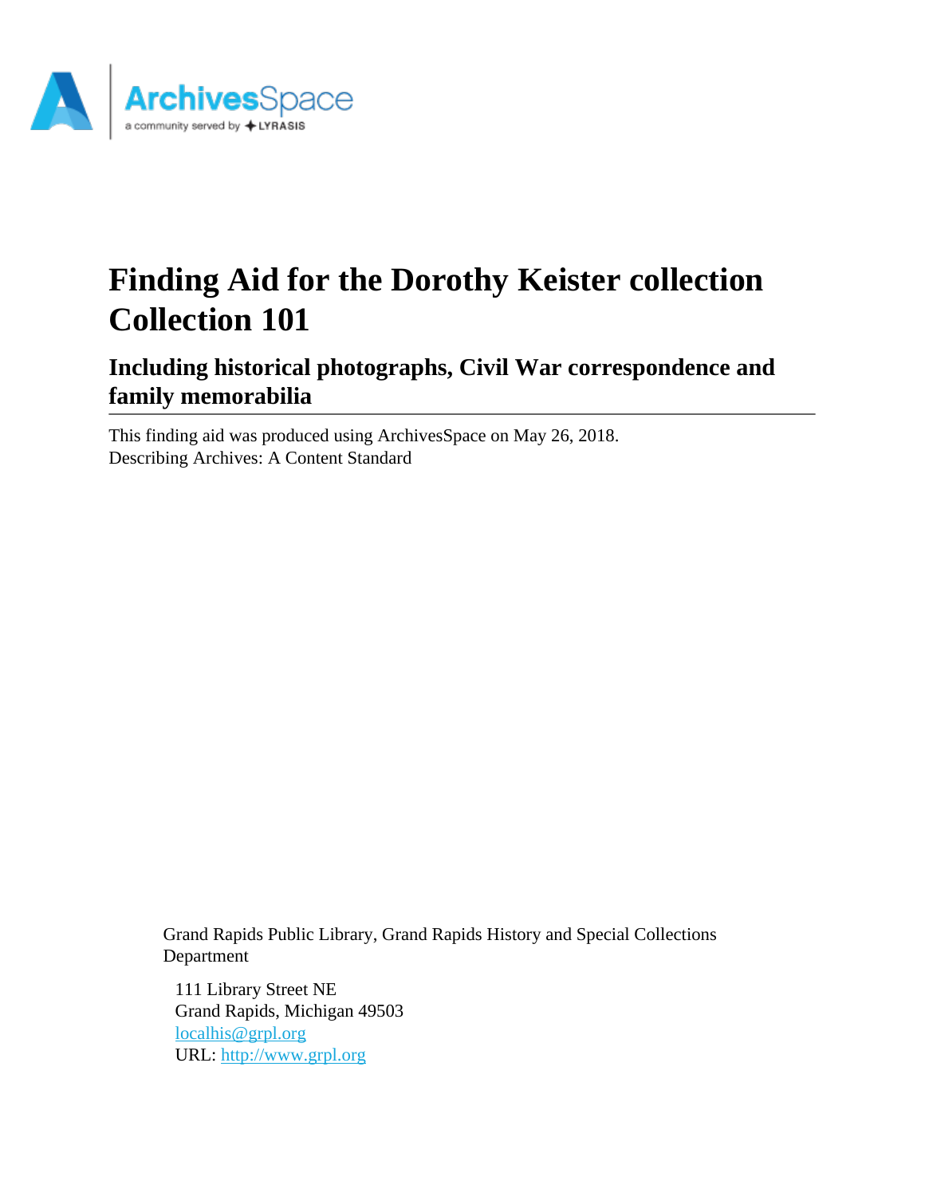ArchivesSpace
a community served by LYRASIS

# Finding Aid for the Dorothy Keister collection Collection 101

## Including historical photographs, Civil War correspondence and family memorabilia

This finding aid was produced using ArchivesSpace on May 26, 2018.
Describing Archives: A Content Standard

Grand Rapids Public Library, Grand Rapids History and Special Collections Department

111 Library Street NE
Grand Rapids, Michigan 49503
[localhis@grpl.org](mailto:localhis@grpl.org)
URL: [http://www.grpl.org](http://www.grpl.org)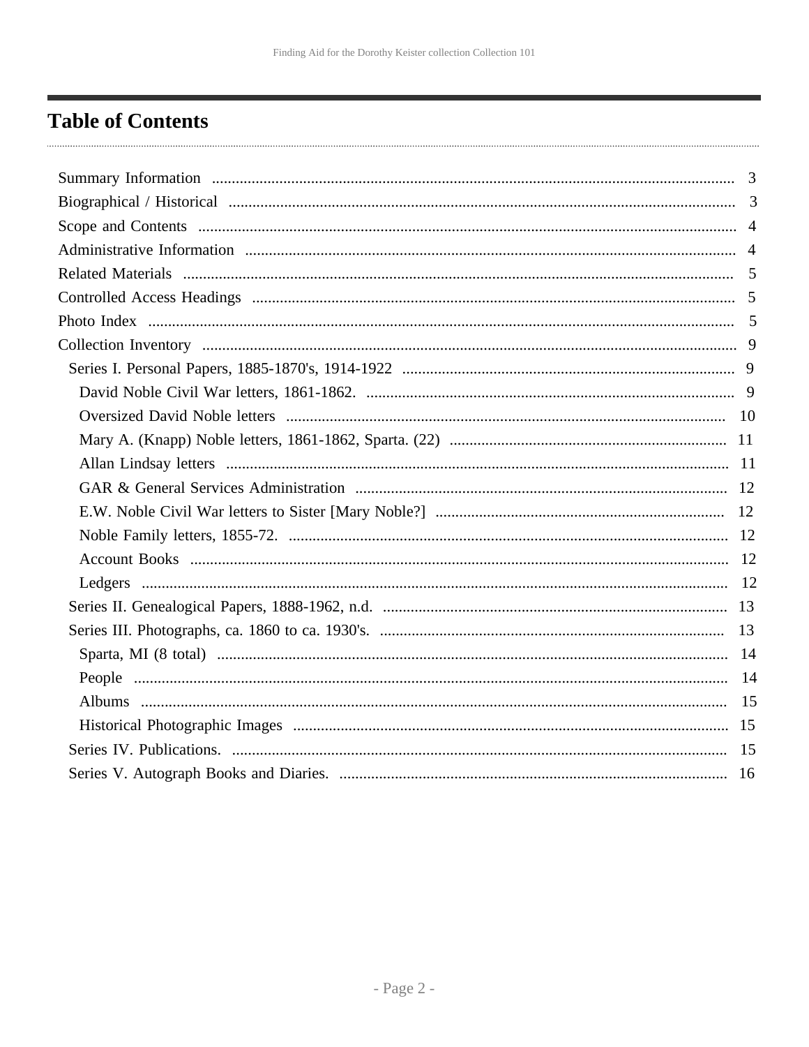# Table of Contents

- Summary Information ... 3
- Biographical / Historical ... 3
- Scope and Contents ... 4
- Administrative Information ... 4
- Related Materials ... 5
- Controlled Access Headings ... 5
- Photo Index ... 5
- Collection Inventory ... 9
  - Series I. Personal Papers, 1885-1870's, 1914-1922 ... 9
    - David Noble Civil War letters, 1861-1862. ... 9
    - Oversized David Noble letters ... 10
    - Mary A. (Knapp) Noble letters, 1861-1862, Sparta. (22) ... 11
    - Allan Lindsay letters ... 11
    - GAR & General Services Administration ... 12
    - E.W. Noble Civil War letters to Sister [Mary Noble?] ... 12
    - Noble Family letters, 1855-72. ... 12
    - Account Books ... 12
    - Ledgers ... 12
  - Series II. Genealogical Papers, 1888-1962, n.d. ... 13
  - Series III. Photographs, ca. 1860 to ca. 1930's. ... 13
    - Sparta, MI (8 total) ... 14
    - People ... 14
    - Albums ... 15
    - Historical Photographic Images ... 15
  - Series IV. Publications. ... 15
  - Series V. Autograph Books and Diaries. ... 16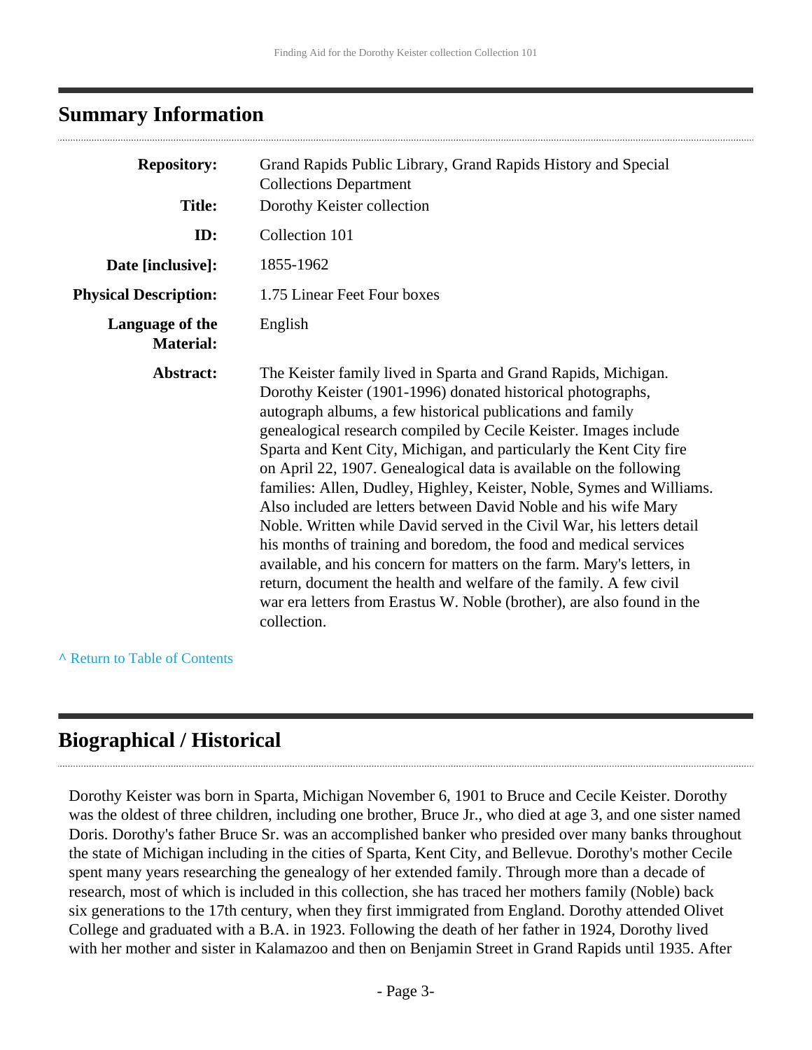## Summary Information

| | |
|---|---|
| **Repository:** | Grand Rapids Public Library, Grand Rapids History and Special Collections Department |
| **Title:** | Dorothy Keister collection |
| **ID:** | Collection 101 |
| **Date [inclusive]:** | 1855-1962 |
| **Physical Description:** | 1.75 Linear Feet Four boxes |
| **Language of the Material:** | English |
| **Abstract:** | The Keister family lived in Sparta and Grand Rapids, Michigan. Dorothy Keister (1901-1996) donated historical photographs, autograph albums, a few historical publications and family genealogical research compiled by Cecile Keister. Images include Sparta and Kent City, Michigan, and particularly the Kent City fire on April 22, 1907. Genealogical data is available on the following families: Allen, Dudley, Highley, Keister, Noble, Symes and Williams. Also included are letters between David Noble and his wife Mary Noble. Written while David served in the Civil War, his letters detail his months of training and boredom, the food and medical services available, and his concern for matters on the farm. Mary's letters, in return, document the health and welfare of the family. A few civil war era letters from Erastus W. Noble (brother), are also found in the collection. |

^ Return to Table of Contents

## Biographical / Historical

Dorothy Keister was born in Sparta, Michigan November 6, 1901 to Bruce and Cecile Keister. Dorothy was the oldest of three children, including one brother, Bruce Jr., who died at age 3, and one sister named Doris. Dorothy's father Bruce Sr. was an accomplished banker who presided over many banks throughout the state of Michigan including in the cities of Sparta, Kent City, and Bellevue. Dorothy's mother Cecile spent many years researching the genealogy of her extended family. Through more than a decade of research, most of which is included in this collection, she has traced her mothers family (Noble) back six generations to the 17th century, when they first immigrated from England. Dorothy attended Olivet College and graduated with a B.A. in 1923. Following the death of her father in 1924, Dorothy lived with her mother and sister in Kalamazoo and then on Benjamin Street in Grand Rapids until 1935. After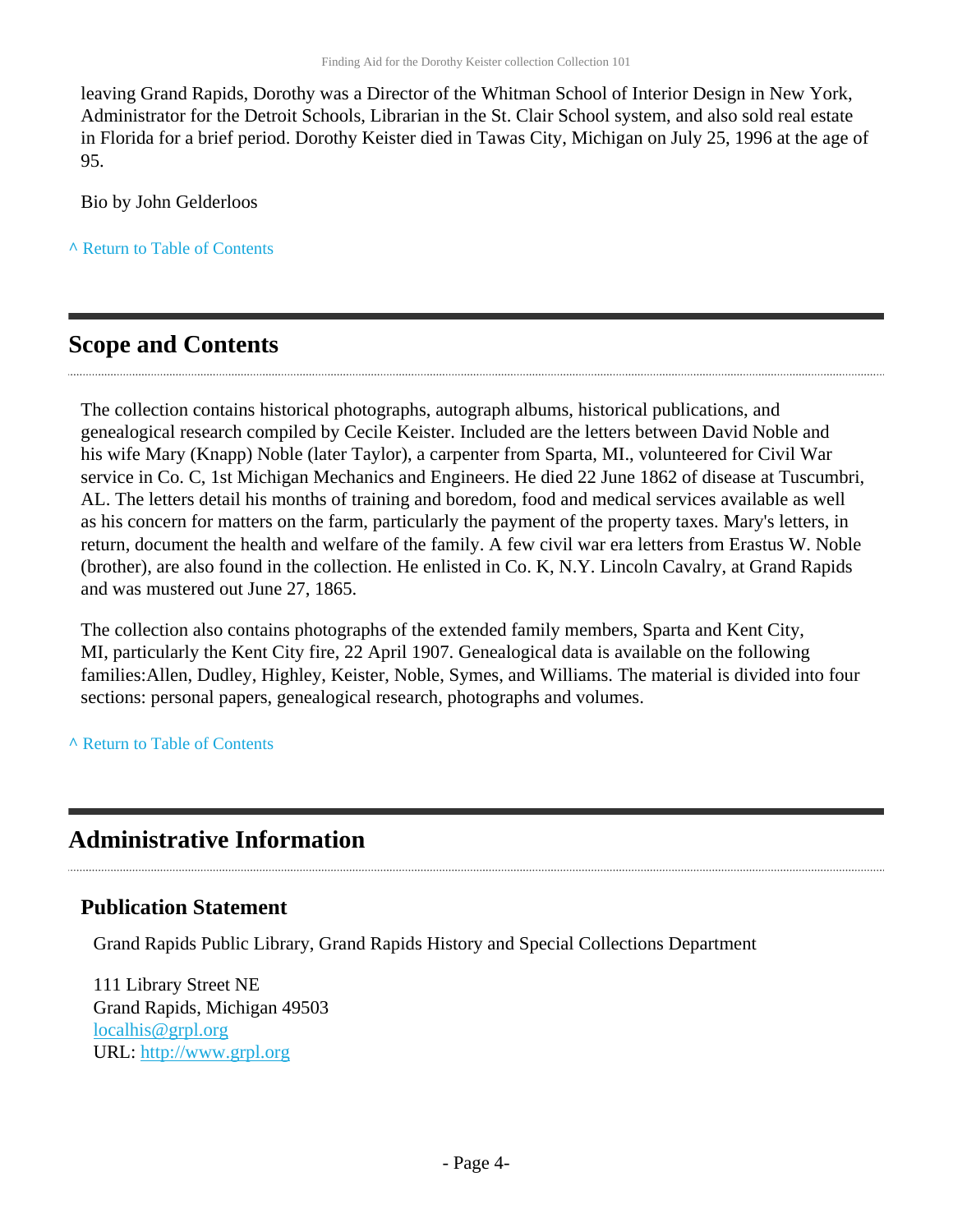leaving Grand Rapids, Dorothy was a Director of the Whitman School of Interior Design in New York, Administrator for the Detroit Schools, Librarian in the St. Clair School system, and also sold real estate in Florida for a brief period. Dorothy Keister died in Tawas City, Michigan on July 25, 1996 at the age of 95.

Bio by John Gelderloos

^ Return to Table of Contents

## Scope and Contents

The collection contains historical photographs, autograph albums, historical publications, and genealogical research compiled by Cecile Keister. Included are the letters between David Noble and his wife Mary (Knapp) Noble (later Taylor), a carpenter from Sparta, MI., volunteered for Civil War service in Co. C, 1st Michigan Mechanics and Engineers. He died 22 June 1862 of disease at Tuscumbri, AL. The letters detail his months of training and boredom, food and medical services available as well as his concern for matters on the farm, particularly the payment of the property taxes. Mary's letters, in return, document the health and welfare of the family. A few civil war era letters from Erastus W. Noble (brother), are also found in the collection. He enlisted in Co. K, N.Y. Lincoln Cavalry, at Grand Rapids and was mustered out June 27, 1865.

The collection also contains photographs of the extended family members, Sparta and Kent City, MI, particularly the Kent City fire, 22 April 1907. Genealogical data is available on the following families:Allen, Dudley, Highley, Keister, Noble, Symes, and Williams. The material is divided into four sections: personal papers, genealogical research, photographs and volumes.

^ Return to Table of Contents

## Administrative Information

### Publication Statement

Grand Rapids Public Library, Grand Rapids History and Special Collections Department

111 Library Street NE
Grand Rapids, Michigan 49503
localhis@grpl.org
URL: http://www.grpl.org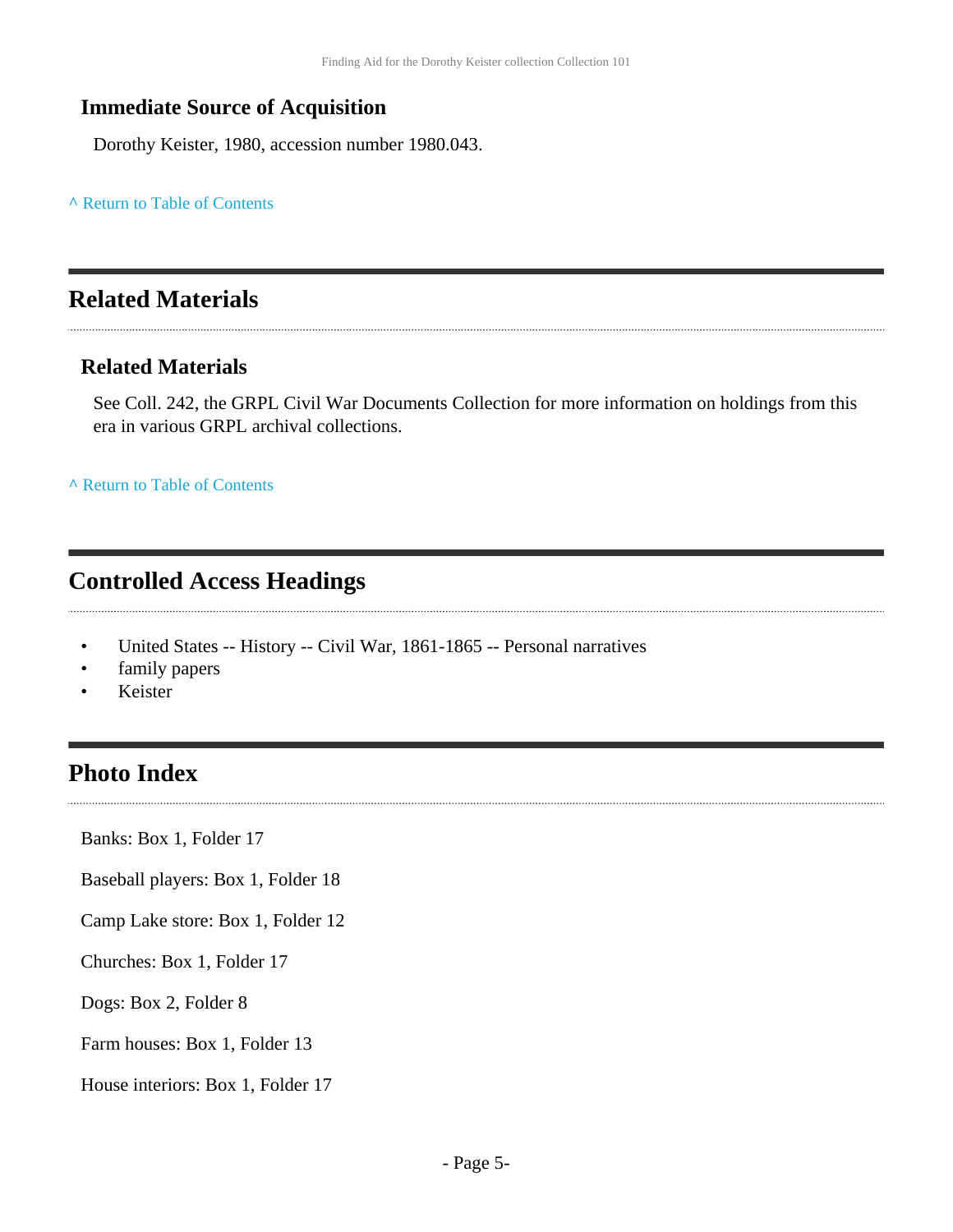### Immediate Source of Acquisition

Dorothy Keister, 1980, accession number 1980.043.

^ Return to Table of Contents

## Related Materials

### Related Materials

See Coll. 242, the GRPL Civil War Documents Collection for more information on holdings from this era in various GRPL archival collections.

^ Return to Table of Contents

## Controlled Access Headings

- United States -- History -- Civil War, 1861-1865 -- Personal narratives
- family papers
- Keister

## Photo Index

Banks: Box 1, Folder 17

Baseball players: Box 1, Folder 18

Camp Lake store: Box 1, Folder 12

Churches: Box 1, Folder 17

Dogs: Box 2, Folder 8

Farm houses: Box 1, Folder 13

House interiors: Box 1, Folder 17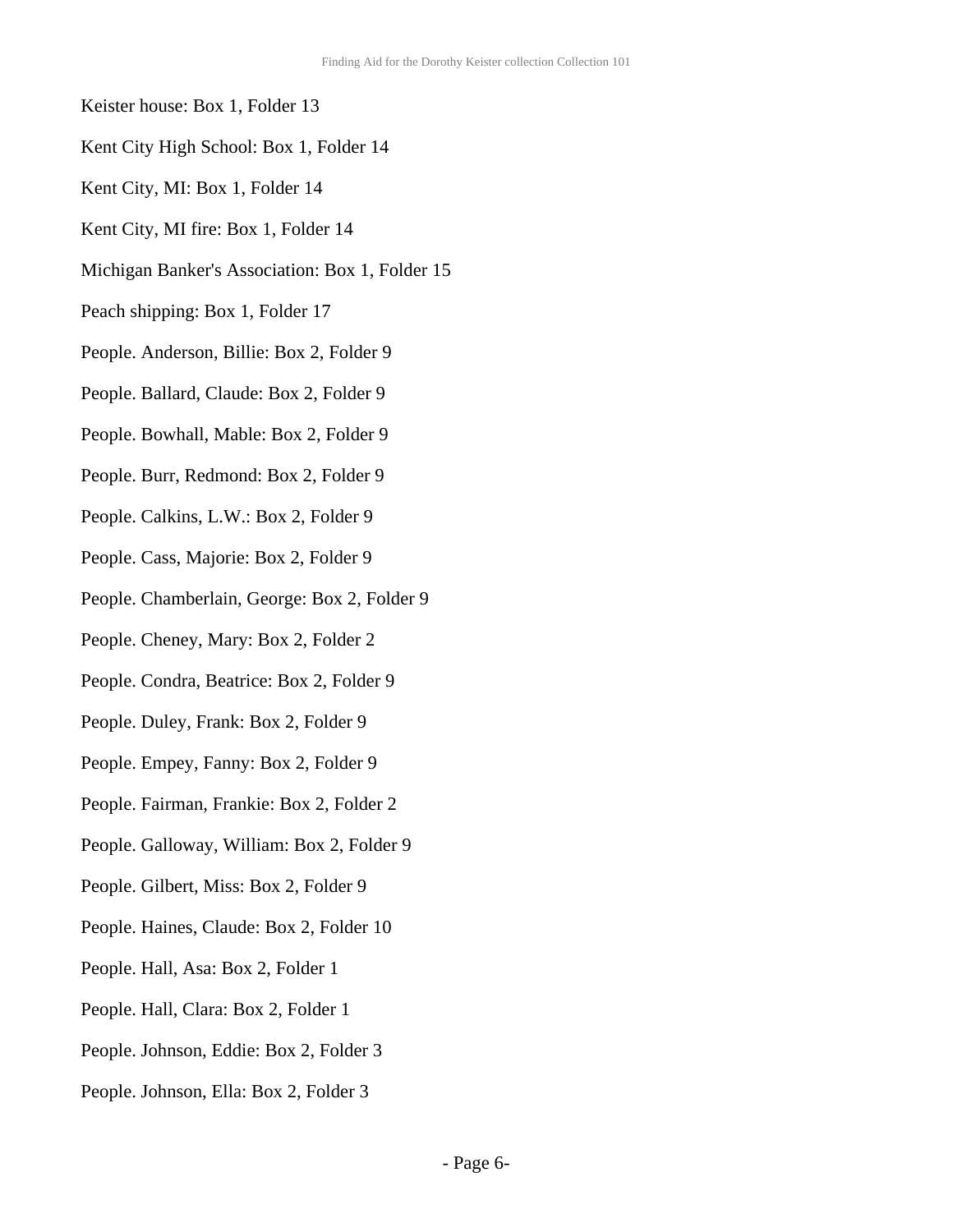Keister house: Box 1, Folder 13

Kent City High School: Box 1, Folder 14

Kent City, MI: Box 1, Folder 14

Kent City, MI fire: Box 1, Folder 14

Michigan Banker's Association: Box 1, Folder 15

Peach shipping: Box 1, Folder 17

People. Anderson, Billie: Box 2, Folder 9

People. Ballard, Claude: Box 2, Folder 9

People. Bowhall, Mable: Box 2, Folder 9

People. Burr, Redmond: Box 2, Folder 9

People. Calkins, L.W.: Box 2, Folder 9

People. Cass, Majorie: Box 2, Folder 9

People. Chamberlain, George: Box 2, Folder 9

People. Cheney, Mary: Box 2, Folder 2

People. Condra, Beatrice: Box 2, Folder 9

People. Duley, Frank: Box 2, Folder 9

People. Empey, Fanny: Box 2, Folder 9

People. Fairman, Frankie: Box 2, Folder 2

People. Galloway, William: Box 2, Folder 9

People. Gilbert, Miss: Box 2, Folder 9

People. Haines, Claude: Box 2, Folder 10

People. Hall, Asa: Box 2, Folder 1

People. Hall, Clara: Box 2, Folder 1

People. Johnson, Eddie: Box 2, Folder 3

People. Johnson, Ella: Box 2, Folder 3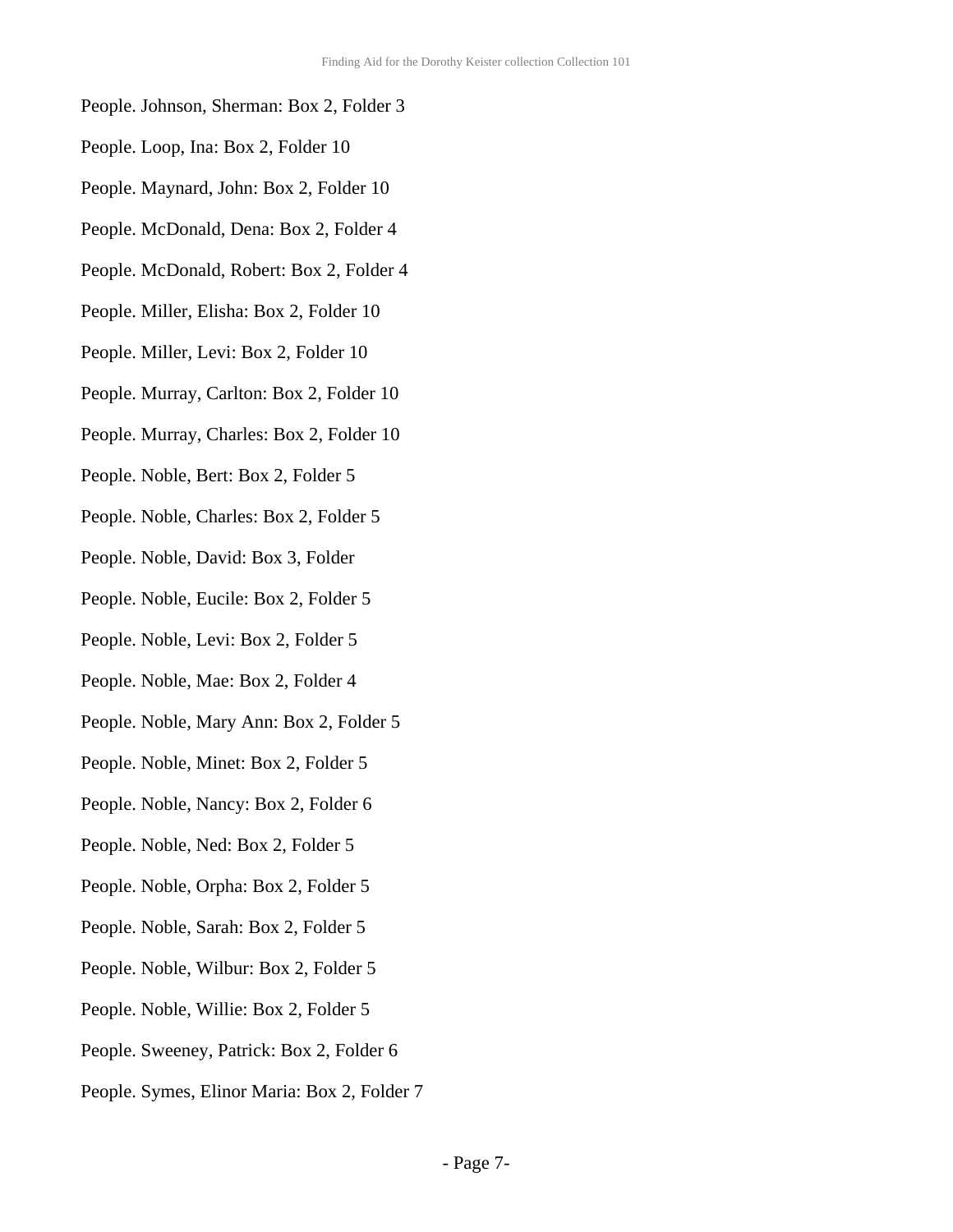People. Johnson, Sherman: Box 2, Folder 3

People. Loop, Ina: Box 2, Folder 10

People. Maynard, John: Box 2, Folder 10

People. McDonald, Dena: Box 2, Folder 4

People. McDonald, Robert: Box 2, Folder 4

People. Miller, Elisha: Box 2, Folder 10

People. Miller, Levi: Box 2, Folder 10

People. Murray, Carlton: Box 2, Folder 10

People. Murray, Charles: Box 2, Folder 10

People. Noble, Bert: Box 2, Folder 5

People. Noble, Charles: Box 2, Folder 5

People. Noble, David: Box 3, Folder

People. Noble, Eucile: Box 2, Folder 5

People. Noble, Levi: Box 2, Folder 5

People. Noble, Mae: Box 2, Folder 4

People. Noble, Mary Ann: Box 2, Folder 5

People. Noble, Minet: Box 2, Folder 5

People. Noble, Nancy: Box 2, Folder 6

People. Noble, Ned: Box 2, Folder 5

People. Noble, Orpha: Box 2, Folder 5

People. Noble, Sarah: Box 2, Folder 5

People. Noble, Wilbur: Box 2, Folder 5

People. Noble, Willie: Box 2, Folder 5

People. Sweeney, Patrick: Box 2, Folder 6

People. Symes, Elinor Maria: Box 2, Folder 7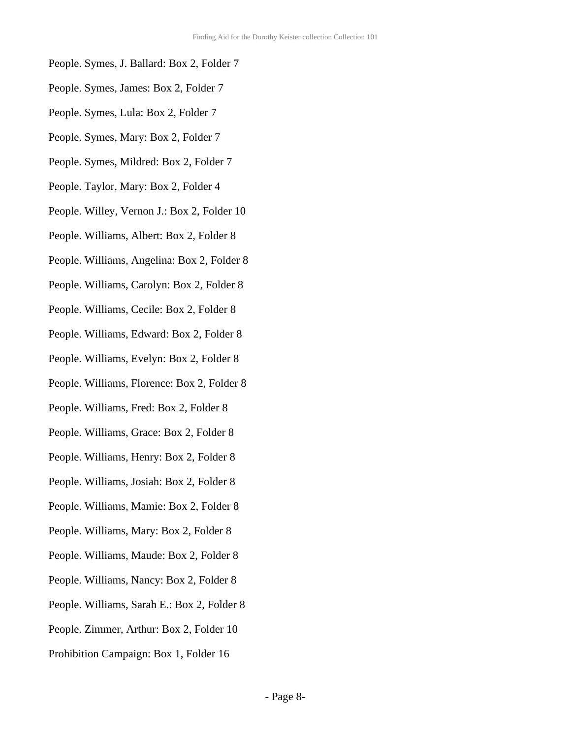People. Symes, J. Ballard: Box 2, Folder 7

People. Symes, James: Box 2, Folder 7

People. Symes, Lula: Box 2, Folder 7

People. Symes, Mary: Box 2, Folder 7

People. Symes, Mildred: Box 2, Folder 7

People. Taylor, Mary: Box 2, Folder 4

People. Willey, Vernon J.: Box 2, Folder 10

People. Williams, Albert: Box 2, Folder 8

People. Williams, Angelina: Box 2, Folder 8

People. Williams, Carolyn: Box 2, Folder 8

People. Williams, Cecile: Box 2, Folder 8

People. Williams, Edward: Box 2, Folder 8

People. Williams, Evelyn: Box 2, Folder 8

People. Williams, Florence: Box 2, Folder 8

People. Williams, Fred: Box 2, Folder 8

People. Williams, Grace: Box 2, Folder 8

People. Williams, Henry: Box 2, Folder 8

People. Williams, Josiah: Box 2, Folder 8

People. Williams, Mamie: Box 2, Folder 8

People. Williams, Mary: Box 2, Folder 8

People. Williams, Maude: Box 2, Folder 8

People. Williams, Nancy: Box 2, Folder 8

People. Williams, Sarah E.: Box 2, Folder 8

People. Zimmer, Arthur: Box 2, Folder 10

Prohibition Campaign: Box 1, Folder 16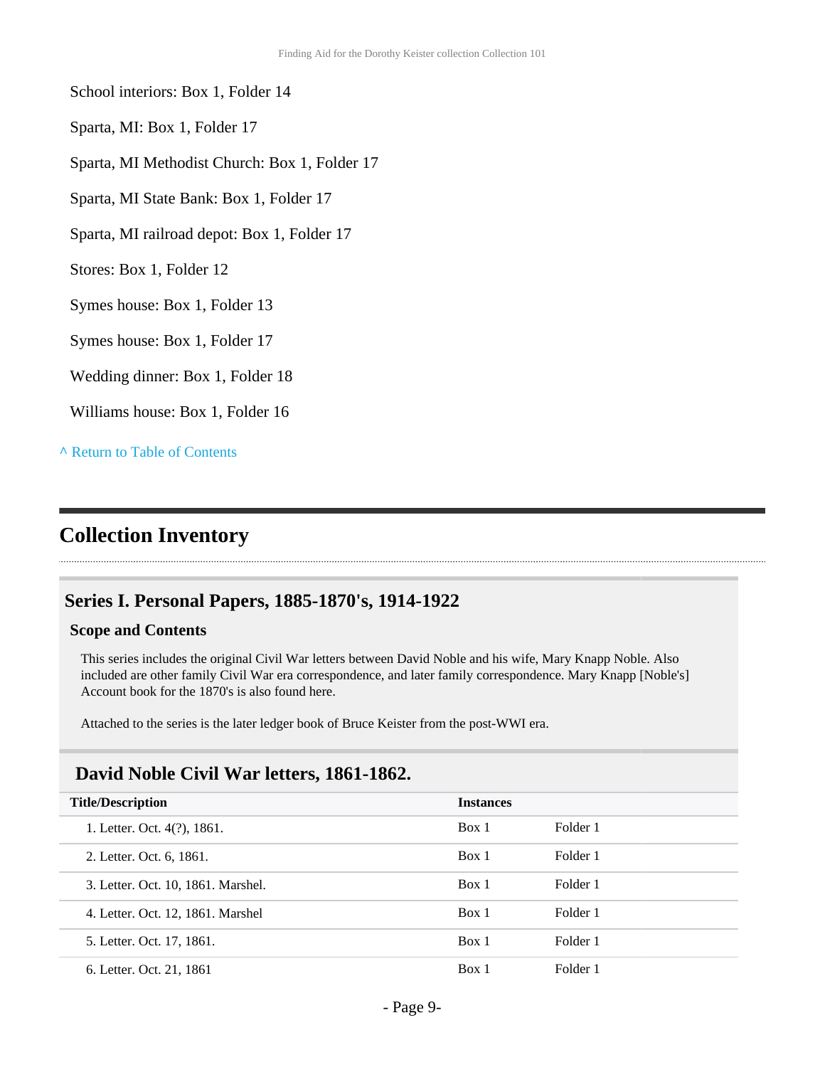School interiors: Box 1, Folder 14

Sparta, MI: Box 1, Folder 17

Sparta, MI Methodist Church: Box 1, Folder 17

Sparta, MI State Bank: Box 1, Folder 17

Sparta, MI railroad depot: Box 1, Folder 17

Stores: Box 1, Folder 12

Symes house: Box 1, Folder 13

Symes house: Box 1, Folder 17

Wedding dinner: Box 1, Folder 18

Williams house: Box 1, Folder 16

^ Return to Table of Contents

## Collection Inventory

### Series I. Personal Papers, 1885-1870's, 1914-1922

#### Scope and Contents

This series includes the original Civil War letters between David Noble and his wife, Mary Knapp Noble. Also included are other family Civil War era correspondence, and later family correspondence. Mary Knapp [Noble's] Account book for the 1870's is also found here.

Attached to the series is the later ledger book of Bruce Keister from the post-WWI era.

### David Noble Civil War letters, 1861-1862.

| Title/Description | Instances | |
|---|---|---|
| 1. Letter. Oct. 4(?), 1861. | Box 1 | Folder 1 |
| 2. Letter. Oct. 6, 1861. | Box 1 | Folder 1 |
| 3. Letter. Oct. 10, 1861. Marshel. | Box 1 | Folder 1 |
| 4. Letter. Oct. 12, 1861. Marshel | Box 1 | Folder 1 |
| 5. Letter. Oct. 17, 1861. | Box 1 | Folder 1 |
| 6. Letter. Oct. 21, 1861 | Box 1 | Folder 1 |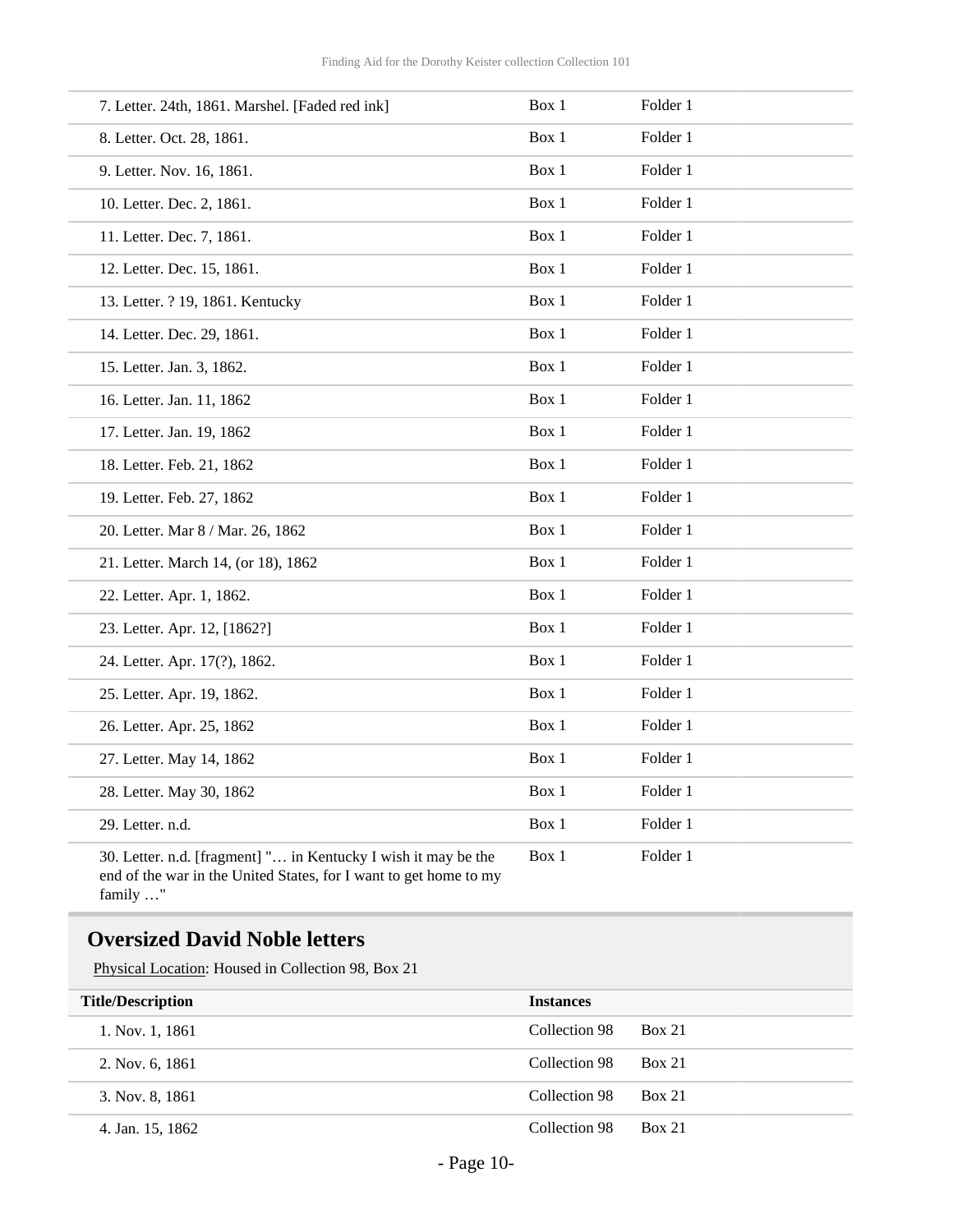| | | |
|---|---|---|
| 7. Letter. 24th, 1861. Marshel. [Faded red ink] | Box 1 | Folder 1 |
| 8. Letter. Oct. 28, 1861. | Box 1 | Folder 1 |
| 9. Letter. Nov. 16, 1861. | Box 1 | Folder 1 |
| 10. Letter. Dec. 2, 1861. | Box 1 | Folder 1 |
| 11. Letter. Dec. 7, 1861. | Box 1 | Folder 1 |
| 12. Letter. Dec. 15, 1861. | Box 1 | Folder 1 |
| 13. Letter. ? 19, 1861. Kentucky | Box 1 | Folder 1 |
| 14. Letter. Dec. 29, 1861. | Box 1 | Folder 1 |
| 15. Letter. Jan. 3, 1862. | Box 1 | Folder 1 |
| 16. Letter. Jan. 11, 1862 | Box 1 | Folder 1 |
| 17. Letter. Jan. 19, 1862 | Box 1 | Folder 1 |
| 18. Letter. Feb. 21, 1862 | Box 1 | Folder 1 |
| 19. Letter. Feb. 27, 1862 | Box 1 | Folder 1 |
| 20. Letter. Mar 8 / Mar. 26, 1862 | Box 1 | Folder 1 |
| 21. Letter. March 14, (or 18), 1862 | Box 1 | Folder 1 |
| 22. Letter. Apr. 1, 1862. | Box 1 | Folder 1 |
| 23. Letter. Apr. 12, [1862?] | Box 1 | Folder 1 |
| 24. Letter. Apr. 17(?), 1862. | Box 1 | Folder 1 |
| 25. Letter. Apr. 19, 1862. | Box 1 | Folder 1 |
| 26. Letter. Apr. 25, 1862 | Box 1 | Folder 1 |
| 27. Letter. May 14, 1862 | Box 1 | Folder 1 |
| 28. Letter. May 30, 1862 | Box 1 | Folder 1 |
| 29. Letter. n.d. | Box 1 | Folder 1 |
| 30. Letter. n.d. [fragment] "… in Kentucky I wish it may be the end of the war in the United States, for I want to get home to my family …" | Box 1 | Folder 1 |

## Oversized David Noble letters

Physical Location: Housed in Collection 98, Box 21

| Title/Description | Instances | |
|---|---|---|
| 1. Nov. 1, 1861 | Collection 98 | Box 21 |
| 2. Nov. 6, 1861 | Collection 98 | Box 21 |
| 3. Nov. 8, 1861 | Collection 98 | Box 21 |
| 4. Jan. 15, 1862 | Collection 98 | Box 21 |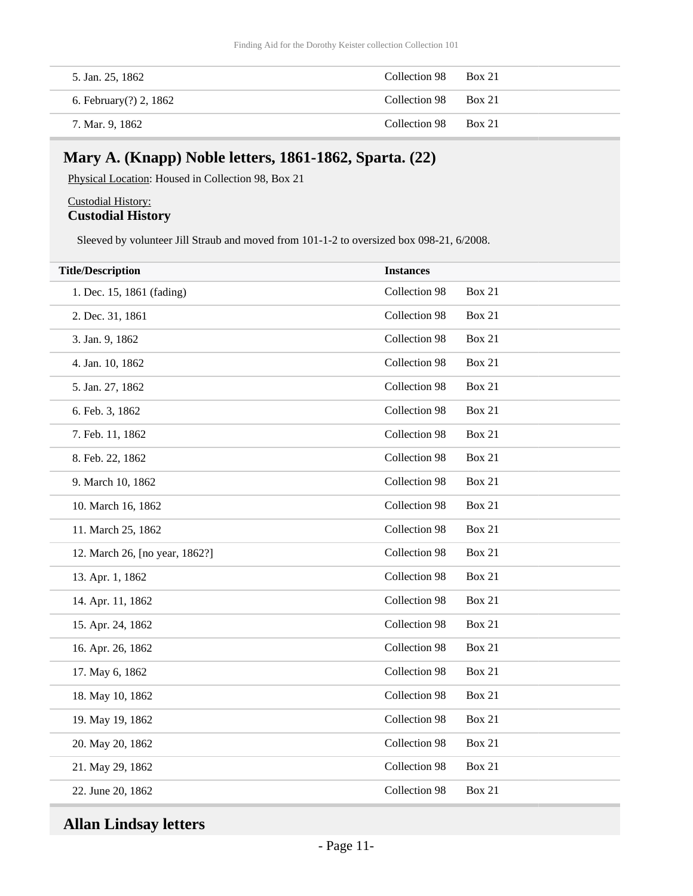| | | |
|---|---|---|
| 5. Jan. 25, 1862 | Collection 98 | Box 21 |
| 6. February(?) 2, 1862 | Collection 98 | Box 21 |
| 7. Mar. 9, 1862 | Collection 98 | Box 21 |

## Mary A. (Knapp) Noble letters, 1861-1862, Sparta. (22)

Physical Location: Housed in Collection 98, Box 21

Custodial History:
**Custodial History**

Sleeved by volunteer Jill Straub and moved from 101-1-2 to oversized box 098-21, 6/2008.

| Title/Description | Instances | |
|---|---|---|
| 1. Dec. 15, 1861 (fading) | Collection 98 | Box 21 |
| 2. Dec. 31, 1861 | Collection 98 | Box 21 |
| 3. Jan. 9, 1862 | Collection 98 | Box 21 |
| 4. Jan. 10, 1862 | Collection 98 | Box 21 |
| 5. Jan. 27, 1862 | Collection 98 | Box 21 |
| 6. Feb. 3, 1862 | Collection 98 | Box 21 |
| 7. Feb. 11, 1862 | Collection 98 | Box 21 |
| 8. Feb. 22, 1862 | Collection 98 | Box 21 |
| 9. March 10, 1862 | Collection 98 | Box 21 |
| 10. March 16, 1862 | Collection 98 | Box 21 |
| 11. March 25, 1862 | Collection 98 | Box 21 |
| 12. March 26, [no year, 1862?] | Collection 98 | Box 21 |
| 13. Apr. 1, 1862 | Collection 98 | Box 21 |
| 14. Apr. 11, 1862 | Collection 98 | Box 21 |
| 15. Apr. 24, 1862 | Collection 98 | Box 21 |
| 16. Apr. 26, 1862 | Collection 98 | Box 21 |
| 17. May 6, 1862 | Collection 98 | Box 21 |
| 18. May 10, 1862 | Collection 98 | Box 21 |
| 19. May 19, 1862 | Collection 98 | Box 21 |
| 20. May 20, 1862 | Collection 98 | Box 21 |
| 21. May 29, 1862 | Collection 98 | Box 21 |
| 22. June 20, 1862 | Collection 98 | Box 21 |

## Allan Lindsay letters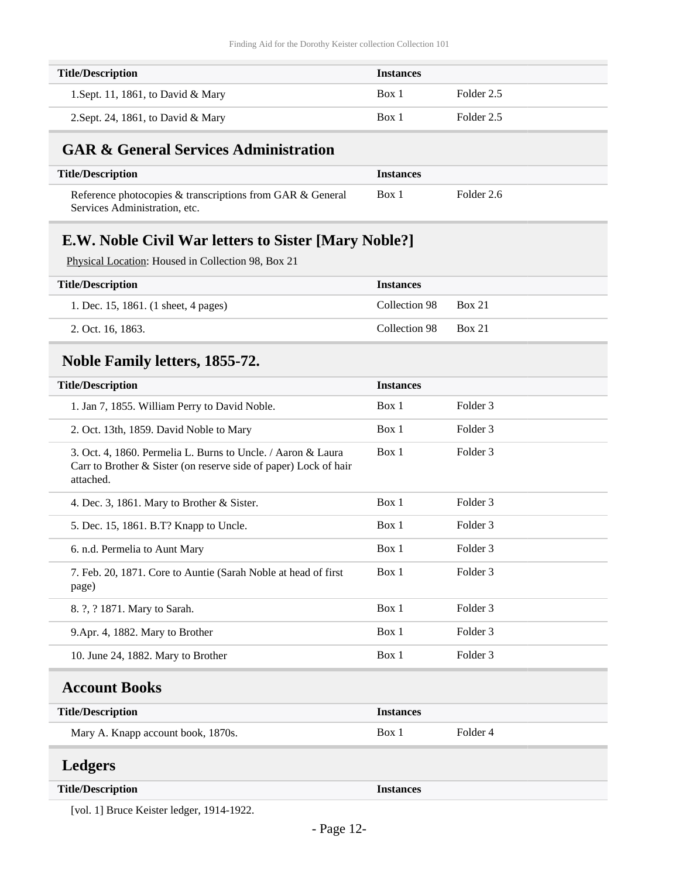| Title/Description | Instances | |
|---|---|---|
| 1.Sept. 11, 1861, to David & Mary | Box 1 | Folder 2.5 |
| 2.Sept. 24, 1861, to David & Mary | Box 1 | Folder 2.5 |

## GAR & General Services Administration

| Title/Description | Instances | |
|---|---|---|
| Reference photocopies & transcriptions from GAR & General Services Administration, etc. | Box 1 | Folder 2.6 |

## E.W. Noble Civil War letters to Sister [Mary Noble?]

Physical Location: Housed in Collection 98, Box 21

| Title/Description | Instances | |
|---|---|---|
| 1. Dec. 15, 1861. (1 sheet, 4 pages) | Collection 98 | Box 21 |
| 2. Oct. 16, 1863. | Collection 98 | Box 21 |

## Noble Family letters, 1855-72.

| Title/Description | Instances | |
|---|---|---|
| 1. Jan 7, 1855. William Perry to David Noble. | Box 1 | Folder 3 |
| 2. Oct. 13th, 1859. David Noble to Mary | Box 1 | Folder 3 |
| 3. Oct. 4, 1860. Permelia L. Burns to Uncle. / Aaron & Laura Carr to Brother & Sister (on reserve side of paper) Lock of hair attached. | Box 1 | Folder 3 |
| 4. Dec. 3, 1861. Mary to Brother & Sister. | Box 1 | Folder 3 |
| 5. Dec. 15, 1861. B.T? Knapp to Uncle. | Box 1 | Folder 3 |
| 6. n.d. Permelia to Aunt Mary | Box 1 | Folder 3 |
| 7. Feb. 20, 1871. Core to Auntie (Sarah Noble at head of first page) | Box 1 | Folder 3 |
| 8. ?, ? 1871. Mary to Sarah. | Box 1 | Folder 3 |
| 9.Apr. 4, 1882. Mary to Brother | Box 1 | Folder 3 |
| 10. June 24, 1882. Mary to Brother | Box 1 | Folder 3 |

## Account Books

| Title/Description | Instances | |
|---|---|---|
| Mary A. Knapp account book, 1870s. | Box 1 | Folder 4 |

## Ledgers

| Title/Description | Instances |
|---|---|
| [vol. 1] Bruce Keister ledger, 1914-1922. | |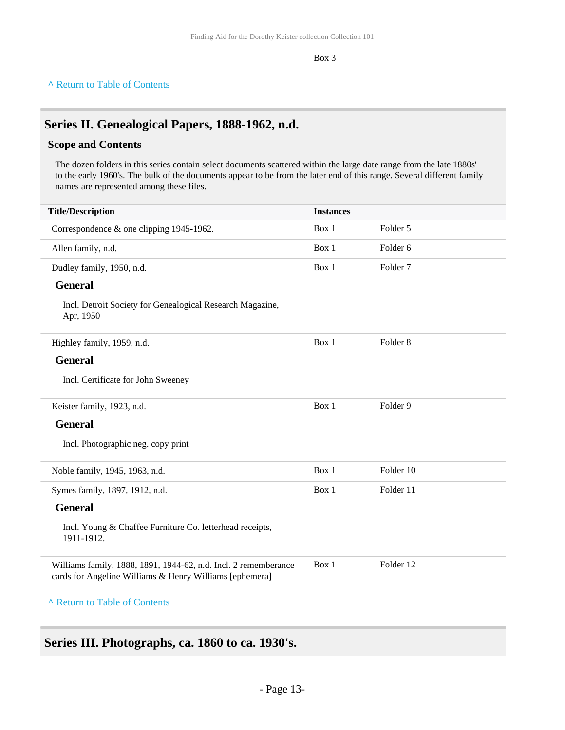Box 3

^ Return to Table of Contents

## Series II. Genealogical Papers, 1888-1962, n.d.

### Scope and Contents

The dozen folders in this series contain select documents scattered within the large date range from the late 1880s' to the early 1960's. The bulk of the documents appear to be from the later end of this range. Several different family names are represented among these files.

| Title/Description | Instances | |
|---|---|---|
| Correspondence & one clipping 1945-1962. | Box 1 | Folder 5 |
| Allen family, n.d. | Box 1 | Folder 6 |
| Dudley family, 1950, n.d.<br>**General**<br>Incl. Detroit Society for Genealogical Research Magazine, Apr, 1950 | Box 1 | Folder 7 |
| Highley family, 1959, n.d.<br>**General**<br>Incl. Certificate for John Sweeney | Box 1 | Folder 8 |
| Keister family, 1923, n.d.<br>**General**<br>Incl. Photographic neg. copy print | Box 1 | Folder 9 |
| Noble family, 1945, 1963, n.d. | Box 1 | Folder 10 |
| Symes family, 1897, 1912, n.d.<br>**General**<br>Incl. Young & Chaffee Furniture Co. letterhead receipts, 1911-1912. | Box 1 | Folder 11 |
| Williams family, 1888, 1891, 1944-62, n.d. Incl. 2 rememberance cards for Angeline Williams & Henry Williams [ephemera] | Box 1 | Folder 12 |

^ Return to Table of Contents

## Series III. Photographs, ca. 1860 to ca. 1930's.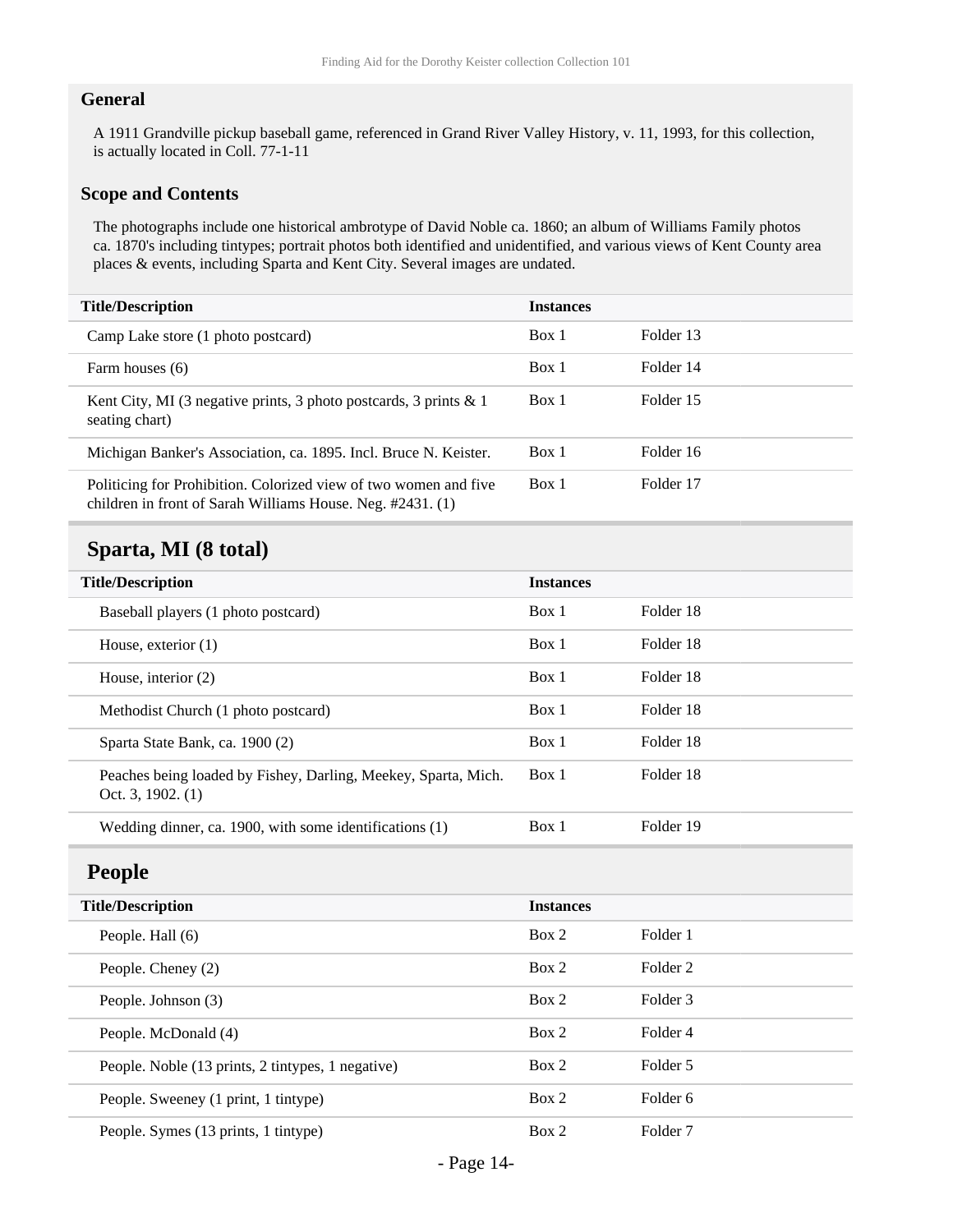### General

A 1911 Grandville pickup baseball game, referenced in Grand River Valley History, v. 11, 1993, for this collection, is actually located in Coll. 77-1-11

### Scope and Contents

The photographs include one historical ambrotype of David Noble ca. 1860; an album of Williams Family photos ca. 1870's including tintypes; portrait photos both identified and unidentified, and various views of Kent County area places & events, including Sparta and Kent City. Several images are undated.

| Title/Description | Instances | |
| --- | --- | --- |
| Camp Lake store (1 photo postcard) | Box 1 | Folder 13 |
| Farm houses (6) | Box 1 | Folder 14 |
| Kent City, MI (3 negative prints, 3 photo postcards, 3 prints & 1 seating chart) | Box 1 | Folder 15 |
| Michigan Banker's Association, ca. 1895. Incl. Bruce N. Keister. | Box 1 | Folder 16 |
| Politicing for Prohibition. Colorized view of two women and five children in front of Sarah Williams House. Neg. #2431. (1) | Box 1 | Folder 17 |

## Sparta, MI (8 total)

| Title/Description | Instances | |
| --- | --- | --- |
| Baseball players (1 photo postcard) | Box 1 | Folder 18 |
| House, exterior (1) | Box 1 | Folder 18 |
| House, interior (2) | Box 1 | Folder 18 |
| Methodist Church (1 photo postcard) | Box 1 | Folder 18 |
| Sparta State Bank, ca. 1900 (2) | Box 1 | Folder 18 |
| Peaches being loaded by Fishey, Darling, Meekey, Sparta, Mich. Oct. 3, 1902. (1) | Box 1 | Folder 18 |
| Wedding dinner, ca. 1900, with some identifications (1) | Box 1 | Folder 19 |

## People

| Title/Description | Instances | |
| --- | --- | --- |
| People. Hall (6) | Box 2 | Folder 1 |
| People. Cheney (2) | Box 2 | Folder 2 |
| People. Johnson (3) | Box 2 | Folder 3 |
| People. McDonald (4) | Box 2 | Folder 4 |
| People. Noble (13 prints, 2 tintypes, 1 negative) | Box 2 | Folder 5 |
| People. Sweeney (1 print, 1 tintype) | Box 2 | Folder 6 |
| People. Symes (13 prints, 1 tintype) | Box 2 | Folder 7 |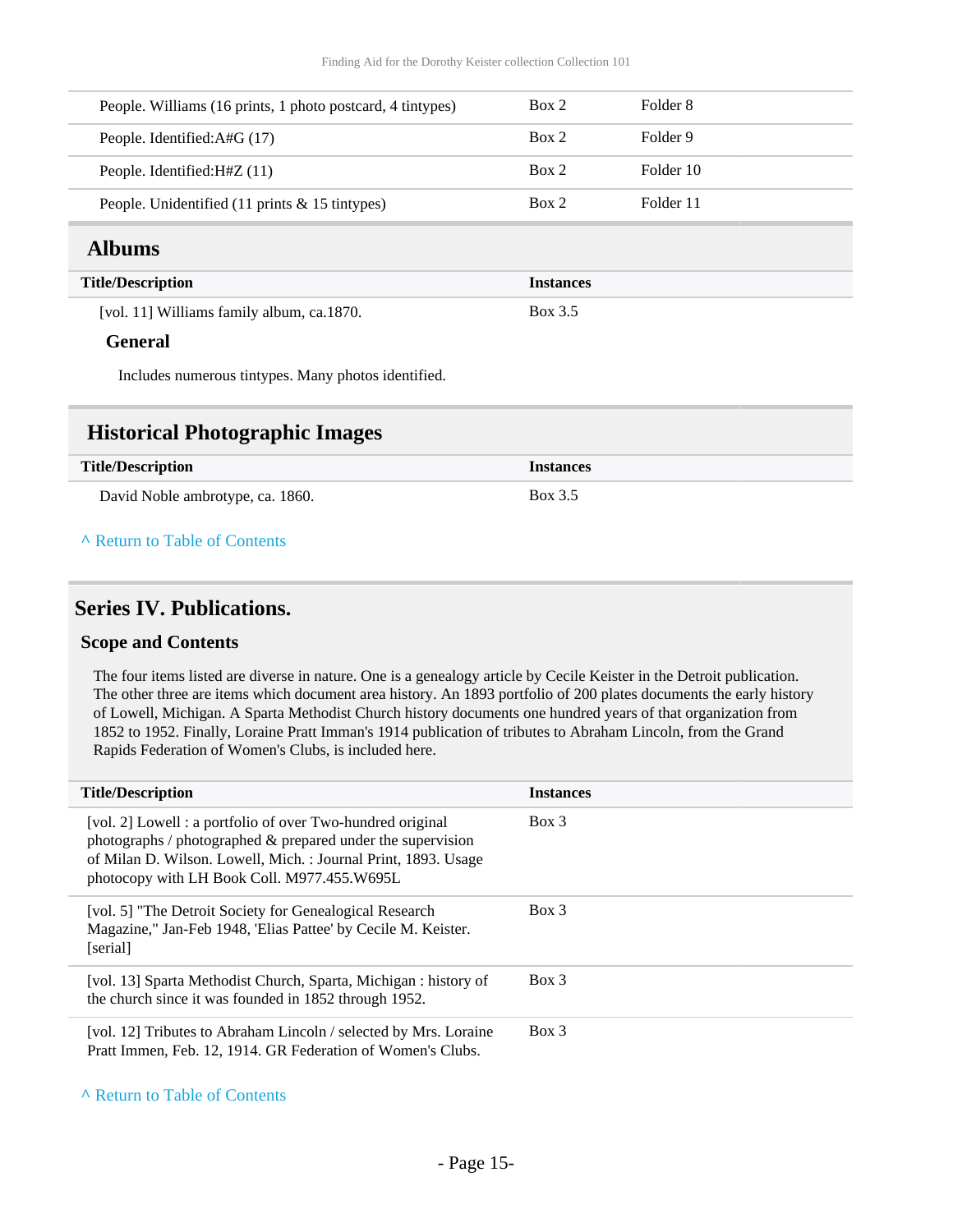| | | |
|---|---|---|
| People. Williams (16 prints, 1 photo postcard, 4 tintypes) | Box 2 | Folder 8 |
| People. Identified:A#G (17) | Box 2 | Folder 9 |
| People. Identified:H#Z (11) | Box 2 | Folder 10 |
| People. Unidentified (11 prints & 15 tintypes) | Box 2 | Folder 11 |

## Albums

| Title/Description | Instances |
|---|---|
| [vol. 11] Williams family album, ca.1870. | Box 3.5 |

### General

Includes numerous tintypes. Many photos identified.

## Historical Photographic Images

| Title/Description | Instances |
|---|---|
| David Noble ambrotype, ca. 1860. | Box 3.5 |

^ Return to Table of Contents

# Series IV. Publications.

## Scope and Contents

The four items listed are diverse in nature. One is a genealogy article by Cecile Keister in the Detroit publication. The other three are items which document area history. An 1893 portfolio of 200 plates documents the early history of Lowell, Michigan. A Sparta Methodist Church history documents one hundred years of that organization from 1852 to 1952. Finally, Loraine Pratt Imman's 1914 publication of tributes to Abraham Lincoln, from the Grand Rapids Federation of Women's Clubs, is included here.

| Title/Description | Instances |
|---|---|
| [vol. 2] Lowell : a portfolio of over Two-hundred original photographs / photographed & prepared under the supervision of Milan D. Wilson. Lowell, Mich. : Journal Print, 1893. Usage photocopy with LH Book Coll. M977.455.W695L | Box 3 |
| [vol. 5] "The Detroit Society for Genealogical Research Magazine," Jan-Feb 1948, 'Elias Pattee' by Cecile M. Keister. [serial] | Box 3 |
| [vol. 13] Sparta Methodist Church, Sparta, Michigan : history of the church since it was founded in 1852 through 1952. | Box 3 |
| [vol. 12] Tributes to Abraham Lincoln / selected by Mrs. Loraine Pratt Immen, Feb. 12, 1914. GR Federation of Women's Clubs. | Box 3 |

^ Return to Table of Contents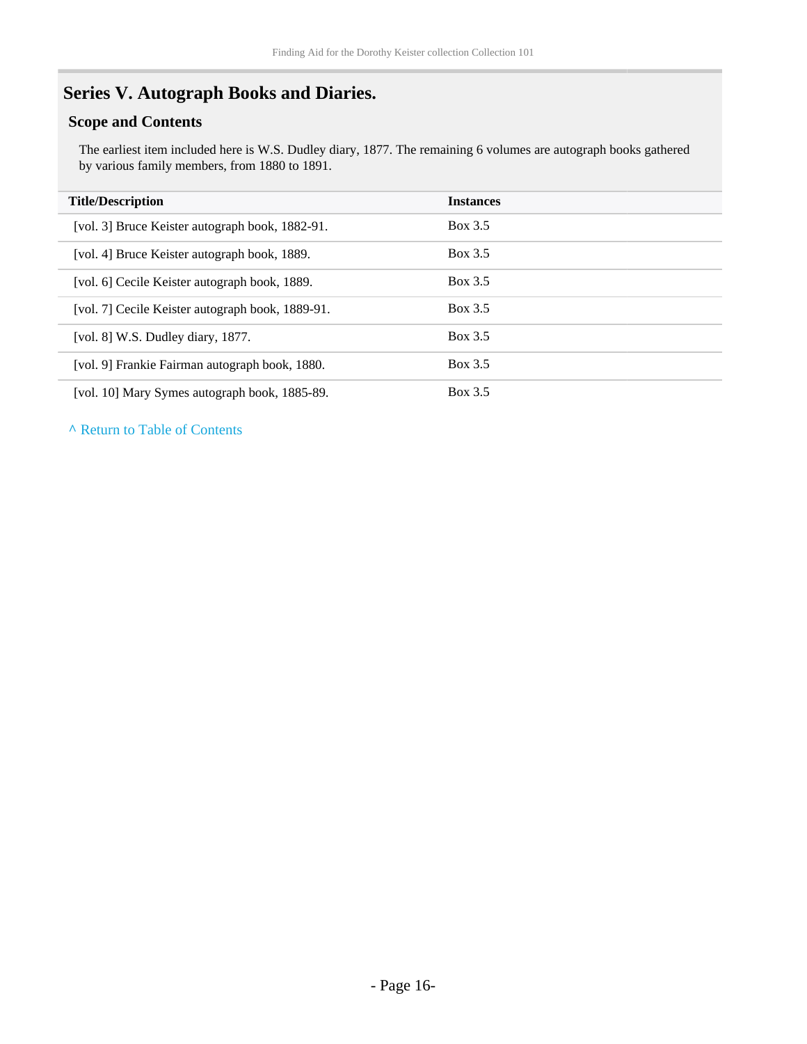## Series V. Autograph Books and Diaries.

### Scope and Contents

The earliest item included here is W.S. Dudley diary, 1877. The remaining 6 volumes are autograph books gathered by various family members, from 1880 to 1891.

| Title/Description | Instances |
|---|---|
| [vol. 3] Bruce Keister autograph book, 1882-91. | Box 3.5 |
| [vol. 4] Bruce Keister autograph book, 1889. | Box 3.5 |
| [vol. 6] Cecile Keister autograph book, 1889. | Box 3.5 |
| [vol. 7] Cecile Keister autograph book, 1889-91. | Box 3.5 |
| [vol. 8] W.S. Dudley diary, 1877. | Box 3.5 |
| [vol. 9] Frankie Fairman autograph book, 1880. | Box 3.5 |
| [vol. 10] Mary Symes autograph book, 1885-89. | Box 3.5 |

^ Return to Table of Contents